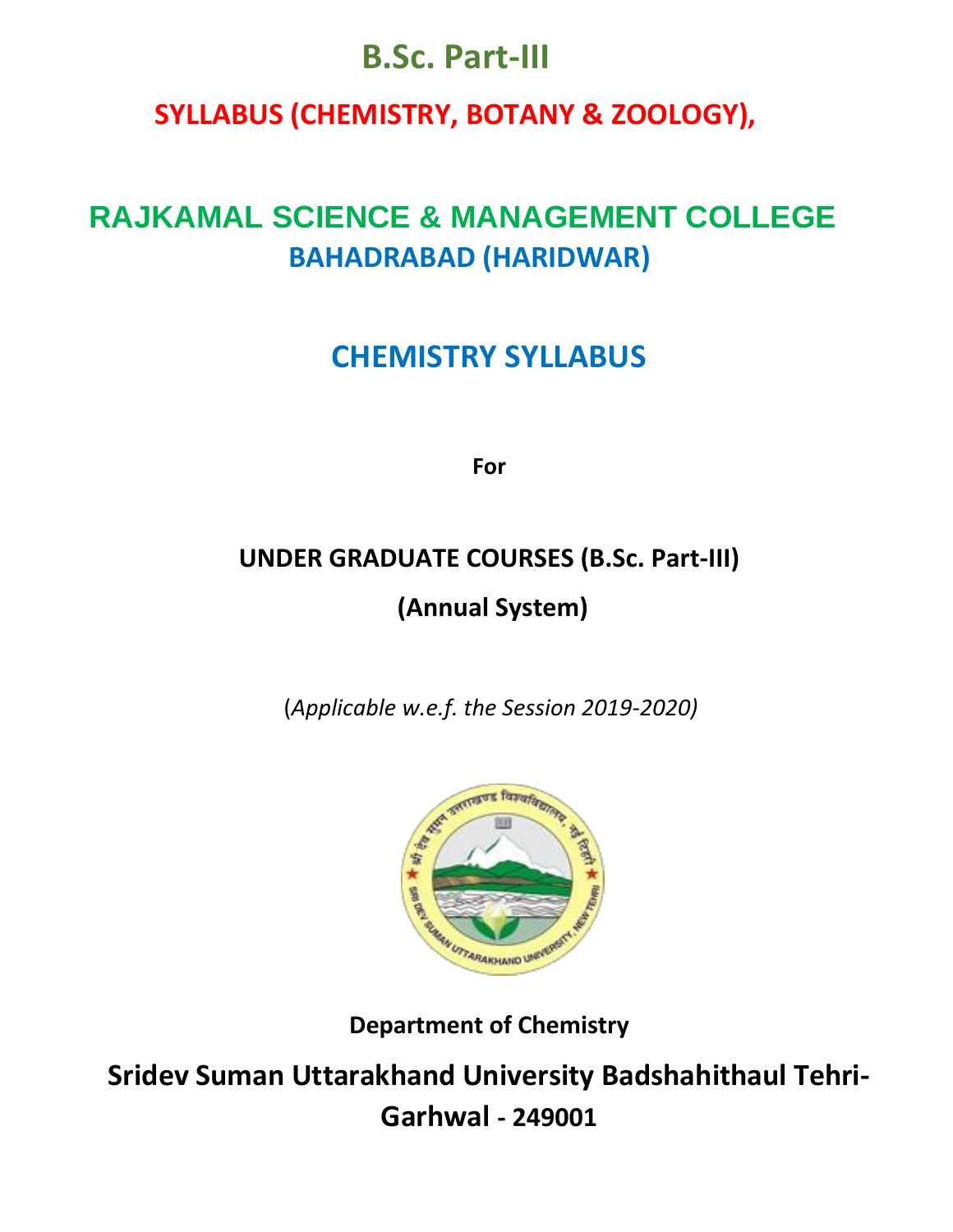# B.Sc. Part-III

## SYLLABUS (CHEMISTRY, BOTANY & ZOOLOGY),

## RAJKAMAL SCIENCE & MANAGEMENT COLLEGE

### BAHADRABAD (HARIDWAR)

## CHEMISTRY SYLLABUS

**For**

**UNDER GRADUATE COURSES (B.Sc. Part-III)**

**(Annual System)**

(*Applicable w.e.f. the Session 2019-2020)*

**Department of Chemistry**

**Sridev Suman Uttarakhand University Badshahithaul Tehri-Garhwal - 249001**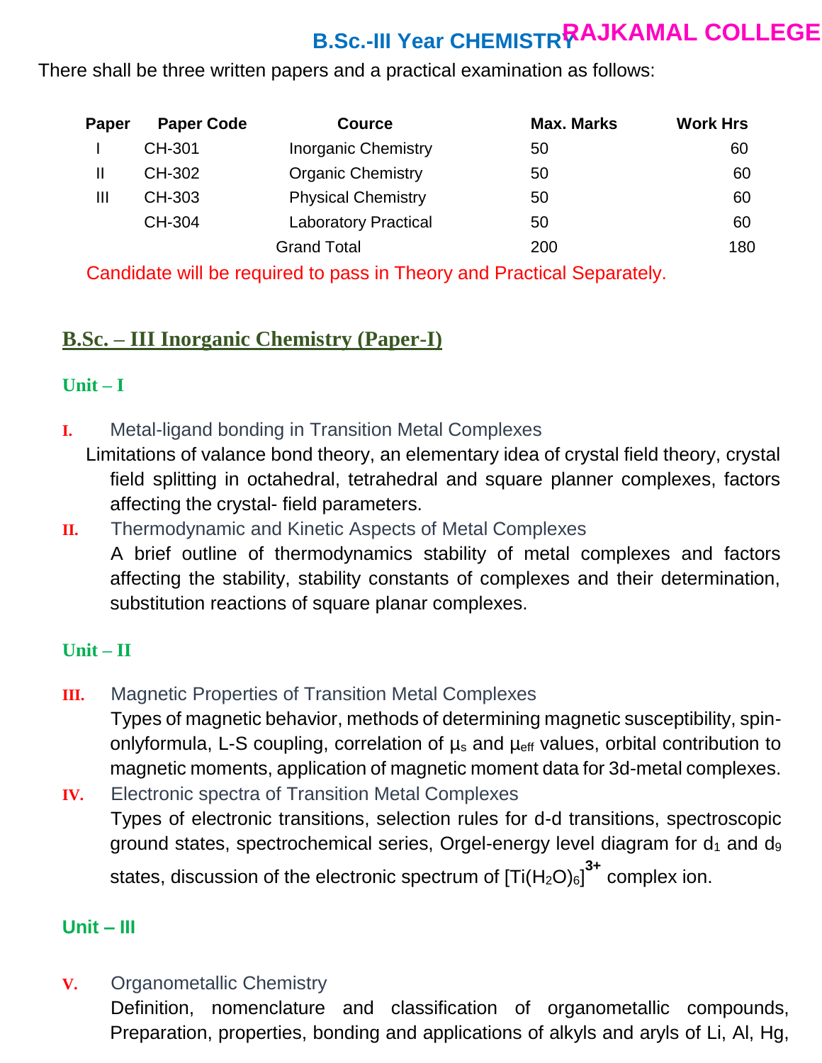# B.Sc.-III Year CHEMISTRY

**RAJKAMAL COLLEGE**

There shall be three written papers and a practical examination as follows:

| Paper | Paper Code | Cource | Max. Marks | Work Hrs |
|---|---|---|---|---|
| I | CH-301 | Inorganic Chemistry | 50 | 60 |
| II | CH-302 | Organic Chemistry | 50 | 60 |
| III | CH-303 | Physical Chemistry | 50 | 60 |
| | CH-304 | Laboratory Practical | 50 | 60 |
| | | Grand Total | 200 | 180 |

Candidate will be required to pass in Theory and Practical Separately.

## B.Sc. – III Inorganic Chemistry (Paper-I)

### Unit – I

**I.** Metal-ligand bonding in Transition Metal Complexes

Limitations of valance bond theory, an elementary idea of crystal field theory, crystal field splitting in octahedral, tetrahedral and square planner complexes, factors affecting the crystal- field parameters.

**II.** Thermodynamic and Kinetic Aspects of Metal Complexes

A brief outline of thermodynamics stability of metal complexes and factors affecting the stability, stability constants of complexes and their determination, substitution reactions of square planar complexes.

### Unit – II

**III.** Magnetic Properties of Transition Metal Complexes

Types of magnetic behavior, methods of determining magnetic susceptibility, spin-onlyformula, L-S coupling, correlation of $\mu_s$ and $\mu_{eff}$ values, orbital contribution to magnetic moments, application of magnetic moment data for 3d-metal complexes.

**IV.** Electronic spectra of Transition Metal Complexes

Types of electronic transitions, selection rules for d-d transitions, spectroscopic ground states, spectrochemical series, Orgel-energy level diagram for $d_1$ and $d_9$ states, discussion of the electronic spectrum of $[Ti(H_2O)_6]^{3+}$ complex ion.

### Unit – III

**V.** Organometallic Chemistry

Definition, nomenclature and classification of organometallic compounds, Preparation, properties, bonding and applications of alkyls and aryls of Li, Al, Hg,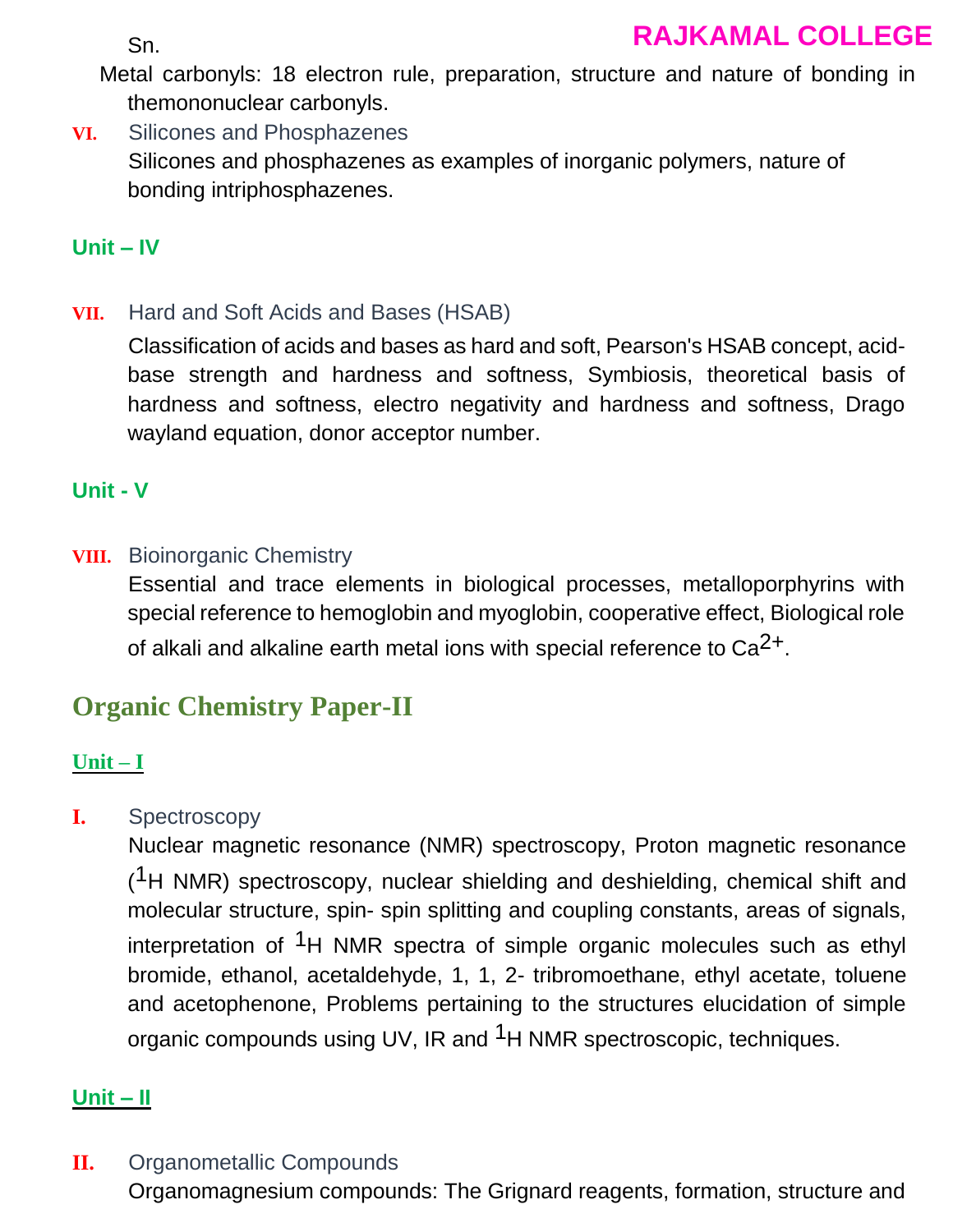Sn.

Metal carbonyls: 18 electron rule, preparation, structure and nature of bonding in themononuclear carbonyls.

**VI.** Silicones and Phosphazenes

Silicones and phosphazenes as examples of inorganic polymers, nature of bonding intriphosphazenes.

### Unit – IV

**VII.** Hard and Soft Acids and Bases (HSAB)

Classification of acids and bases as hard and soft, Pearson's HSAB concept, acid-base strength and hardness and softness, Symbiosis, theoretical basis of hardness and softness, electro negativity and hardness and softness, Drago wayland equation, donor acceptor number.

### Unit - V

**VIII.** Bioinorganic Chemistry

Essential and trace elements in biological processes, metalloporphyrins with special reference to hemoglobin and myoglobin, cooperative effect, Biological role of alkali and alkaline earth metal ions with special reference to $Ca^{2+}$.

## Organic Chemistry Paper-II

### Unit – I

**I.** Spectroscopy

Nuclear magnetic resonance (NMR) spectroscopy, Proton magnetic resonance ($^{1}H$ NMR) spectroscopy, nuclear shielding and deshielding, chemical shift and molecular structure, spin- spin splitting and coupling constants, areas of signals, interpretation of $^{1}H$ NMR spectra of simple organic molecules such as ethyl bromide, ethanol, acetaldehyde, 1, 1, 2- tribromoethane, ethyl acetate, toluene and acetophenone, Problems pertaining to the structures elucidation of simple organic compounds using UV, IR and $^{1}H$ NMR spectroscopic, techniques.

### Unit – II

**II.** Organometallic Compounds

Organomagnesium compounds: The Grignard reagents, formation, structure and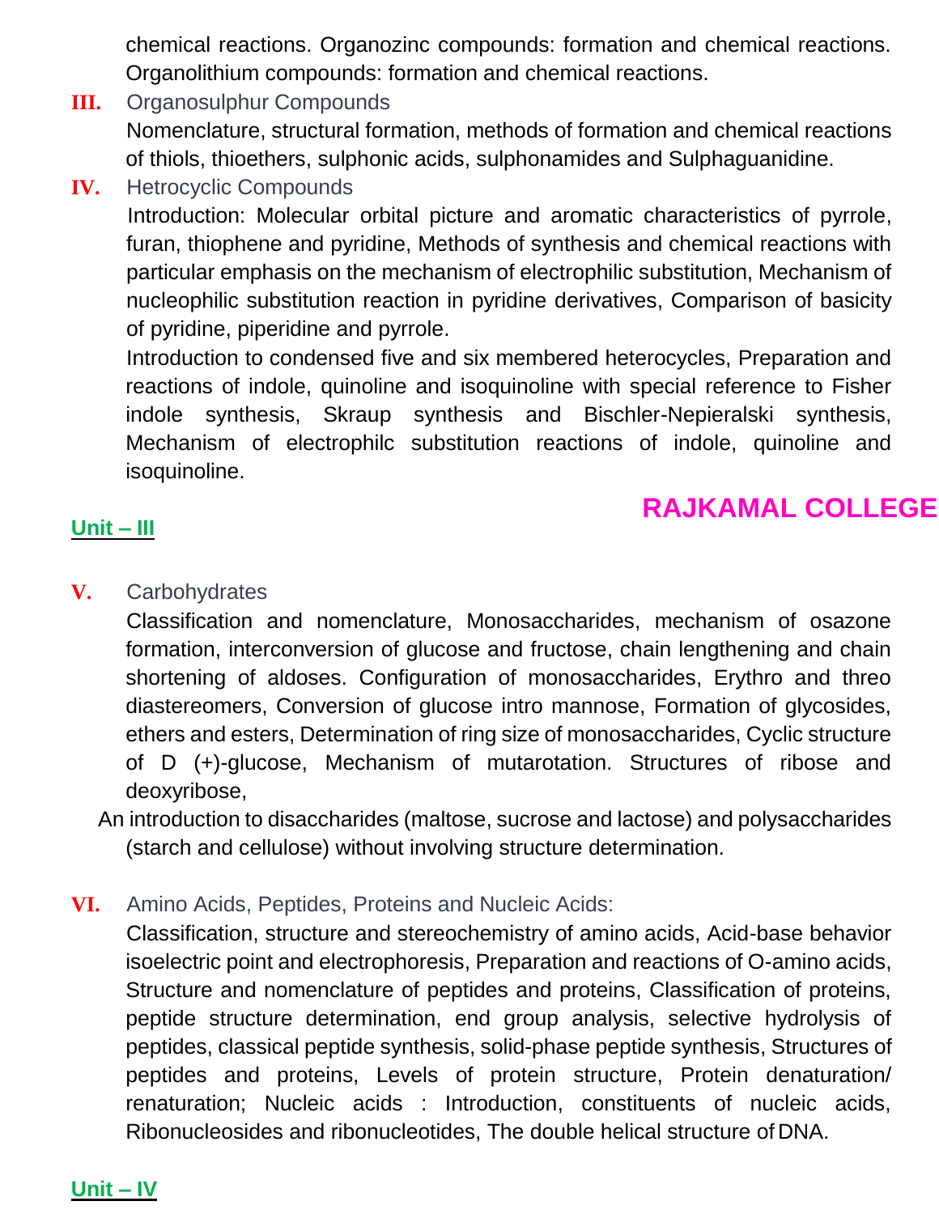chemical reactions. Organozinc compounds: formation and chemical reactions. Organolithium compounds: formation and chemical reactions.

**III.** Organosulphur Compounds

Nomenclature, structural formation, methods of formation and chemical reactions of thiols, thioethers, sulphonic acids, sulphonamides and Sulphaguanidine.

**IV.** Hetrocyclic Compounds

Introduction: Molecular orbital picture and aromatic characteristics of pyrrole, furan, thiophene and pyridine, Methods of synthesis and chemical reactions with particular emphasis on the mechanism of electrophilic substitution, Mechanism of nucleophilic substitution reaction in pyridine derivatives, Comparison of basicity of pyridine, piperidine and pyrrole.

Introduction to condensed five and six membered heterocycles, Preparation and reactions of indole, quinoline and isoquinoline with special reference to Fisher indole synthesis, Skraup synthesis and Bischler-Nepieralski synthesis, Mechanism of electrophilc substitution reactions of indole, quinoline and isoquinoline.

**RAJKAMAL COLLEGE**

## Unit – III

**V.** Carbohydrates

Classification and nomenclature, Monosaccharides, mechanism of osazone formation, interconversion of glucose and fructose, chain lengthening and chain shortening of aldoses. Configuration of monosaccharides, Erythro and threo diastereomers, Conversion of glucose intro mannose, Formation of glycosides, ethers and esters, Determination of ring size of monosaccharides, Cyclic structure of D (+)-glucose, Mechanism of mutarotation. Structures of ribose and deoxyribose,

An introduction to disaccharides (maltose, sucrose and lactose) and polysaccharides (starch and cellulose) without involving structure determination.

**VI.** Amino Acids, Peptides, Proteins and Nucleic Acids:

Classification, structure and stereochemistry of amino acids, Acid-base behavior isoelectric point and electrophoresis, Preparation and reactions of O-amino acids, Structure and nomenclature of peptides and proteins, Classification of proteins, peptide structure determination, end group analysis, selective hydrolysis of peptides, classical peptide synthesis, solid-phase peptide synthesis, Structures of peptides and proteins, Levels of protein structure, Protein denaturation/ renaturation; Nucleic acids : Introduction, constituents of nucleic acids, Ribonucleosides and ribonucleotides, The double helical structure of DNA.

## Unit – IV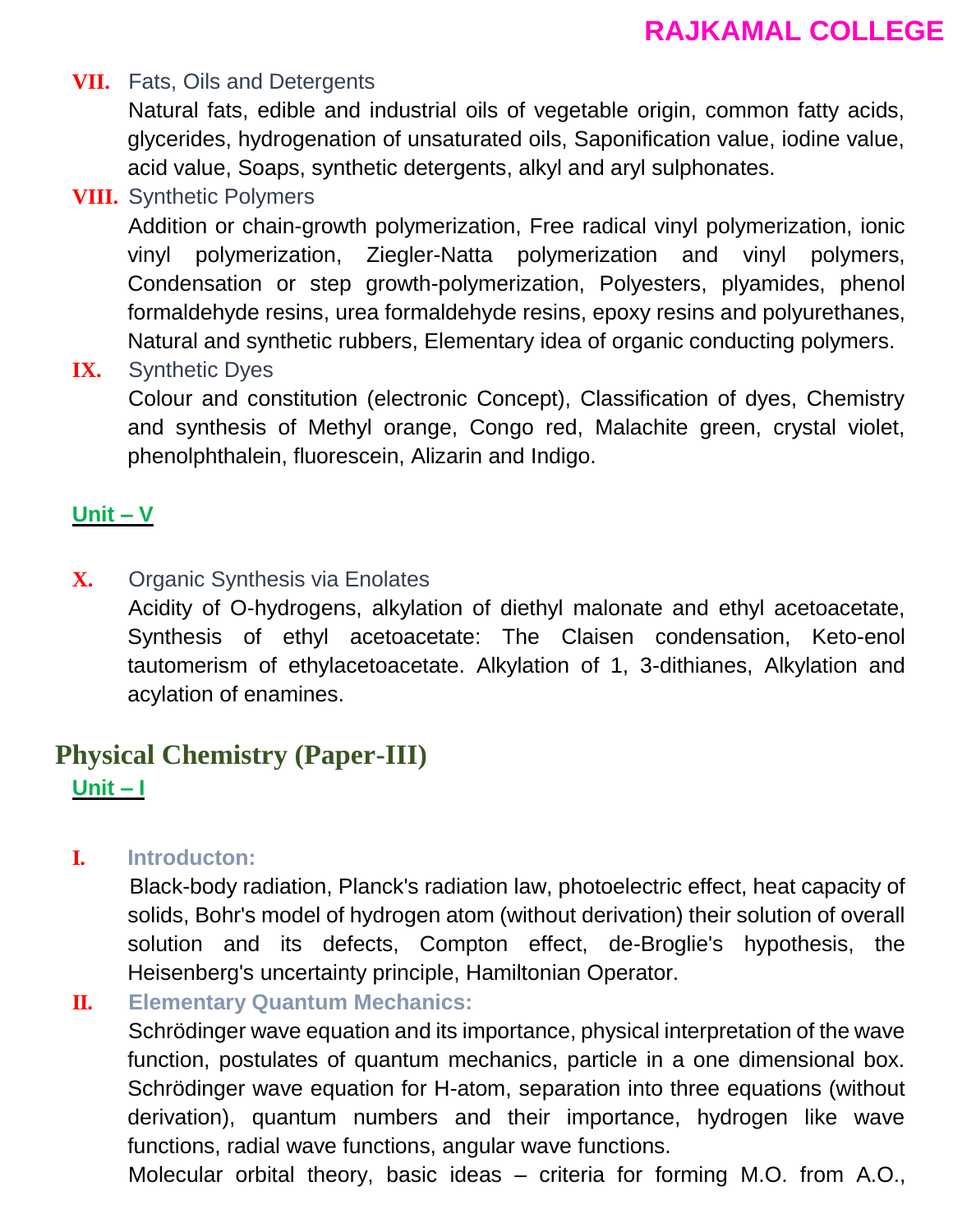**VII.** Fats, Oils and Detergents

Natural fats, edible and industrial oils of vegetable origin, common fatty acids, glycerides, hydrogenation of unsaturated oils, Saponification value, iodine value, acid value, Soaps, synthetic detergents, alkyl and aryl sulphonates.

**VIII.** Synthetic Polymers

Addition or chain-growth polymerization, Free radical vinyl polymerization, ionic vinyl polymerization, Ziegler-Natta polymerization and vinyl polymers, Condensation or step growth-polymerization, Polyesters, plyamides, phenol formaldehyde resins, urea formaldehyde resins, epoxy resins and polyurethanes, Natural and synthetic rubbers, Elementary idea of organic conducting polymers.

**IX.** Synthetic Dyes

Colour and constitution (electronic Concept), Classification of dyes, Chemistry and synthesis of Methyl orange, Congo red, Malachite green, crystal violet, phenolphthalein, fluorescein, Alizarin and Indigo.

### Unit – V

**X.** Organic Synthesis via Enolates

Acidity of O-hydrogens, alkylation of diethyl malonate and ethyl acetoacetate, Synthesis of ethyl acetoacetate: The Claisen condensation, Keto-enol tautomerism of ethylacetoacetate. Alkylation of 1, 3-dithianes, Alkylation and acylation of enamines.

## Physical Chemistry (Paper-III)

### Unit – I

**I. Introducton:**

Black-body radiation, Planck's radiation law, photoelectric effect, heat capacity of solids, Bohr's model of hydrogen atom (without derivation) their solution of overall solution and its defects, Compton effect, de-Broglie's hypothesis, the Heisenberg's uncertainty principle, Hamiltonian Operator.

**II. Elementary Quantum Mechanics:**

Schrödinger wave equation and its importance, physical interpretation of the wave function, postulates of quantum mechanics, particle in a one dimensional box. Schrödinger wave equation for H-atom, separation into three equations (without derivation), quantum numbers and their importance, hydrogen like wave functions, radial wave functions, angular wave functions.

Molecular orbital theory, basic ideas – criteria for forming M.O. from A.O.,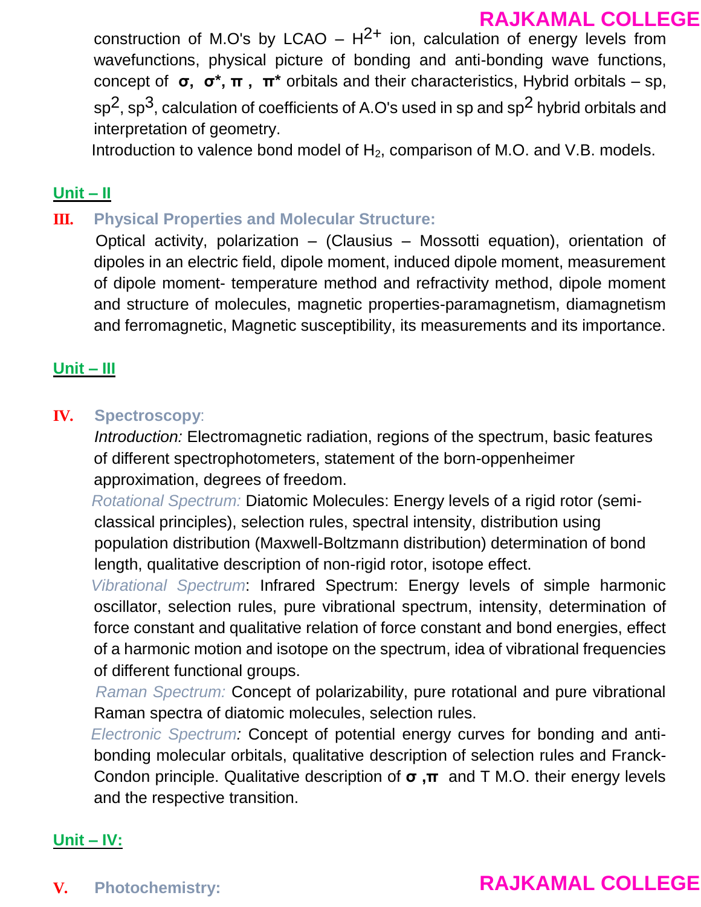construction of M.O's by LCAO – $H^{2+}$ ion, calculation of energy levels from wavefunctions, physical picture of bonding and anti-bonding wave functions, concept of **σ, σ*, π, π*** orbitals and their characteristics, Hybrid orbitals – sp, $sp^2$, $sp^3$, calculation of coefficients of A.O's used in sp and $sp^2$ hybrid orbitals and interpretation of geometry.

Introduction to valence bond model of $H_2$, comparison of M.O. and V.B. models.

## Unit – II

### III. Physical Properties and Molecular Structure:

Optical activity, polarization – (Clausius – Mossotti equation), orientation of dipoles in an electric field, dipole moment, induced dipole moment, measurement of dipole moment- temperature method and refractivity method, dipole moment and structure of molecules, magnetic properties-paramagnetism, diamagnetism and ferromagnetic, Magnetic susceptibility, its measurements and its importance.

## Unit – III

### IV. Spectroscopy:

*Introduction:* Electromagnetic radiation, regions of the spectrum, basic features of different spectrophotometers, statement of the born-oppenheimer approximation, degrees of freedom.

*Rotational Spectrum:* Diatomic Molecules: Energy levels of a rigid rotor (semi-classical principles), selection rules, spectral intensity, distribution using population distribution (Maxwell-Boltzmann distribution) determination of bond length, qualitative description of non-rigid rotor, isotope effect.

*Vibrational Spectrum*: Infrared Spectrum: Energy levels of simple harmonic oscillator, selection rules, pure vibrational spectrum, intensity, determination of force constant and qualitative relation of force constant and bond energies, effect of a harmonic motion and isotope on the spectrum, idea of vibrational frequencies of different functional groups.

*Raman Spectrum:* Concept of polarizability, pure rotational and pure vibrational Raman spectra of diatomic molecules, selection rules.

*Electronic Spectrum:* Concept of potential energy curves for bonding and anti-bonding molecular orbitals, qualitative description of selection rules and Franck-Condon principle. Qualitative description of **σ, π** and T M.O. their energy levels and the respective transition.

## Unit – IV:

### V. Photochemistry: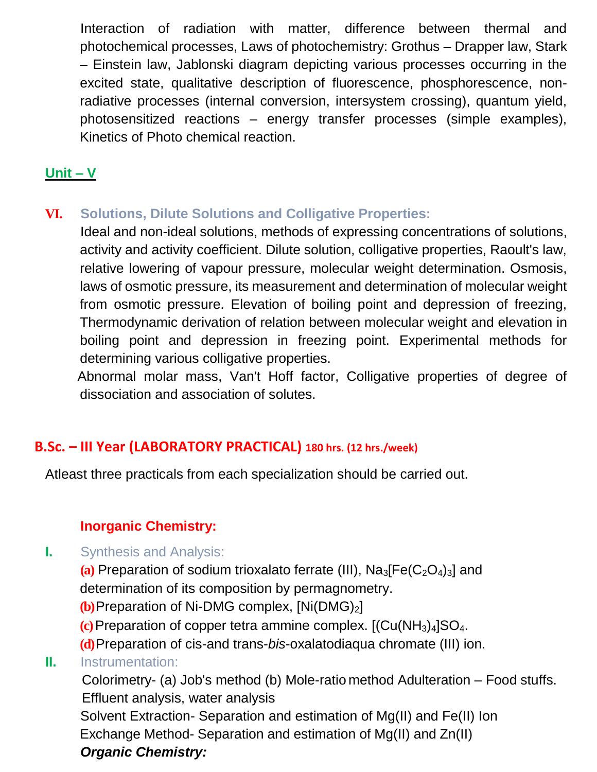Interaction of radiation with matter, difference between thermal and photochemical processes, Laws of photochemistry: Grothus – Drapper law, Stark – Einstein law, Jablonski diagram depicting various processes occurring in the excited state, qualitative description of fluorescence, phosphorescence, non-radiative processes (internal conversion, intersystem crossing), quantum yield, photosensitized reactions – energy transfer processes (simple examples), Kinetics of Photo chemical reaction.

## Unit – V

### VI. Solutions, Dilute Solutions and Colligative Properties:

Ideal and non-ideal solutions, methods of expressing concentrations of solutions, activity and activity coefficient. Dilute solution, colligative properties, Raoult's law, relative lowering of vapour pressure, molecular weight determination. Osmosis, laws of osmotic pressure, its measurement and determination of molecular weight from osmotic pressure. Elevation of boiling point and depression of freezing, Thermodynamic derivation of relation between molecular weight and elevation in boiling point and depression in freezing point. Experimental methods for determining various colligative properties.

Abnormal molar mass, Van't Hoff factor, Colligative properties of degree of dissociation and association of solutes.

## B.Sc. – III Year (LABORATORY PRACTICAL) 180 hrs. (12 hrs./week)

Atleast three practicals from each specialization should be carried out.

### Inorganic Chemistry:

**I. Synthesis and Analysis:**

**(a)** Preparation of sodium trioxalato ferrate (III), $Na_3[Fe(C_2O_4)_3]$ and determination of its composition by permagnometry.

**(b)** Preparation of Ni-DMG complex, $[Ni(DMG)_2]$

**(c)** Preparation of copper tetra ammine complex. $[(Cu(NH_3)_4]SO_4$.

**(d)** Preparation of cis-and trans-*bis*-oxalatodiaqua chromate (III) ion.

**II. Instrumentation:**

Colorimetry- (a) Job's method (b) Mole-ratio method Adulteration – Food stuffs. Effluent analysis, water analysis

Solvent Extraction- Separation and estimation of Mg(II) and Fe(II) Ion

Exchange Method- Separation and estimation of Mg(II) and Zn(II)

***Organic Chemistry:***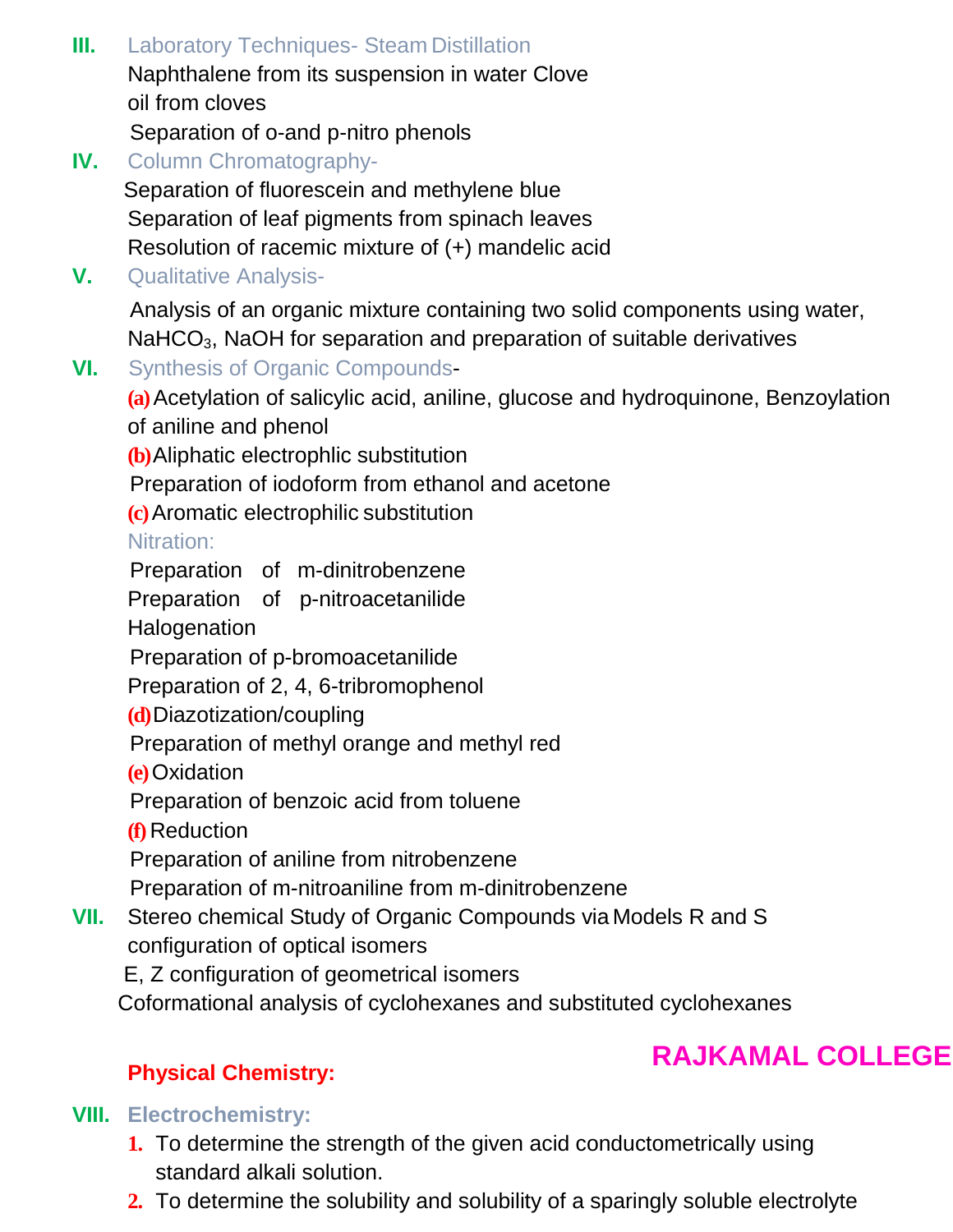**III.** Laboratory Techniques- Steam Distillation

Naphthalene from its suspension in water Clove oil from cloves

Separation of o-and p-nitro phenols

**IV.** Column Chromatography-

Separation of fluorescein and methylene blue

Separation of leaf pigments from spinach leaves

Resolution of racemic mixture of (+) mandelic acid

**V.** Qualitative Analysis-

Analysis of an organic mixture containing two solid components using water, $NaHCO_3$, NaOH for separation and preparation of suitable derivatives

**VI.** Synthesis of Organic Compounds-

**(a)** Acetylation of salicylic acid, aniline, glucose and hydroquinone, Benzoylation of aniline and phenol

**(b)** Aliphatic electrophlic substitution

Preparation of iodoform from ethanol and acetone

**(c)** Aromatic electrophilic substitution

Nitration:

Preparation of m-dinitrobenzene

Preparation of p-nitroacetanilide

Halogenation

Preparation of p-bromoacetanilide

Preparation of 2, 4, 6-tribromophenol

**(d)** Diazotization/coupling

Preparation of methyl orange and methyl red

**(e)** Oxidation

Preparation of benzoic acid from toluene

**(f)** Reduction

Preparation of aniline from nitrobenzene

Preparation of m-nitroaniline from m-dinitrobenzene

**VII.** Stereo chemical Study of Organic Compounds via Models R and S configuration of optical isomers

E, Z configuration of geometrical isomers

Coformational analysis of cyclohexanes and substituted cyclohexanes

**RAJKAMAL COLLEGE**

## Physical Chemistry:

**VIII. Electrochemistry:**

1. To determine the strength of the given acid conductometrically using standard alkali solution.
2. To determine the solubility and solubility of a sparingly soluble electrolyte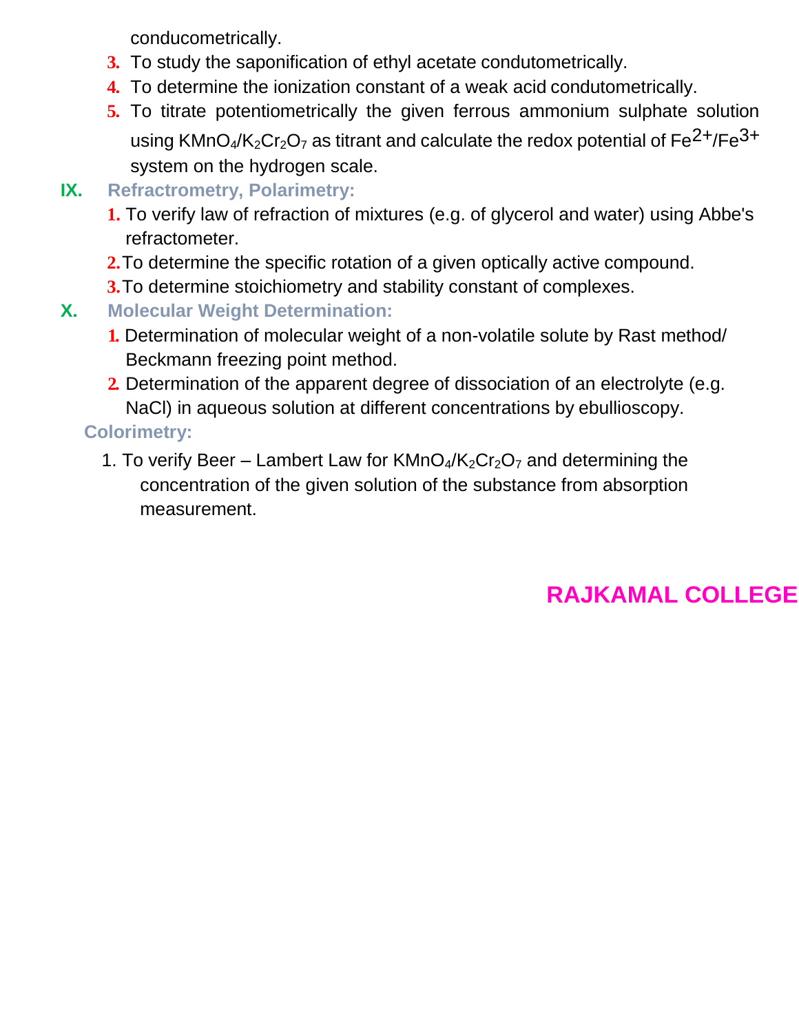conducometrically.

3. To study the saponification of ethyl acetate condutometrically.
4. To determine the ionization constant of a weak acid condutometrically.
5. To titrate potentiometrically the given ferrous ammonium sulphate solution using $KMnO_4/K_2Cr_2O_7$ as titrant and calculate the redox potential of $Fe^{2+}/Fe^{3+}$ system on the hydrogen scale.

## IX. Refractrometry, Polarimetry:

1. To verify law of refraction of mixtures (e.g. of glycerol and water) using Abbe's refractometer.
2. To determine the specific rotation of a given optically active compound.
3. To determine stoichiometry and stability constant of complexes.

## X. Molecular Weight Determination:

1. Determination of molecular weight of a non-volatile solute by Rast method/ Beckmann freezing point method.
2. Determination of the apparent degree of dissociation of an electrolyte (e.g. NaCl) in aqueous solution at different concentrations by ebullioscopy.

## Colorimetry:

1. To verify Beer – Lambert Law for $KMnO_4/K_2Cr_2O_7$ and determining the concentration of the given solution of the substance from absorption measurement.

**RAJKAMAL COLLEGE**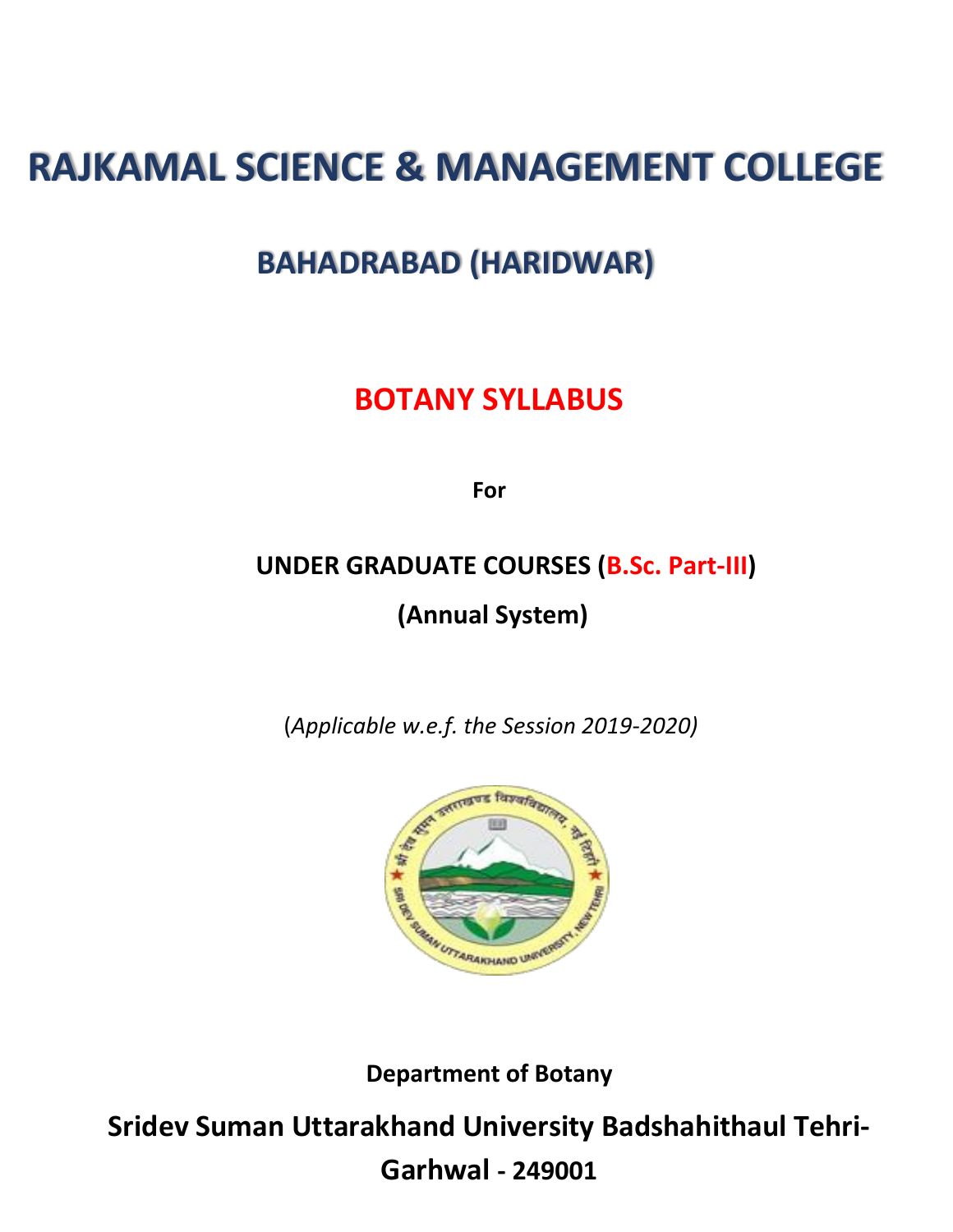# RAJKAMAL SCIENCE & MANAGEMENT COLLEGE

## BAHADRABAD (HARIDWAR)

## BOTANY SYLLABUS

**For**

**UNDER GRADUATE COURSES (B.Sc. Part-III)**

**(Annual System)**

(*Applicable w.e.f. the Session 2019-2020)*

**Department of Botany**

**Sridev Suman Uttarakhand University Badshahithaul Tehri-Garhwal - 249001**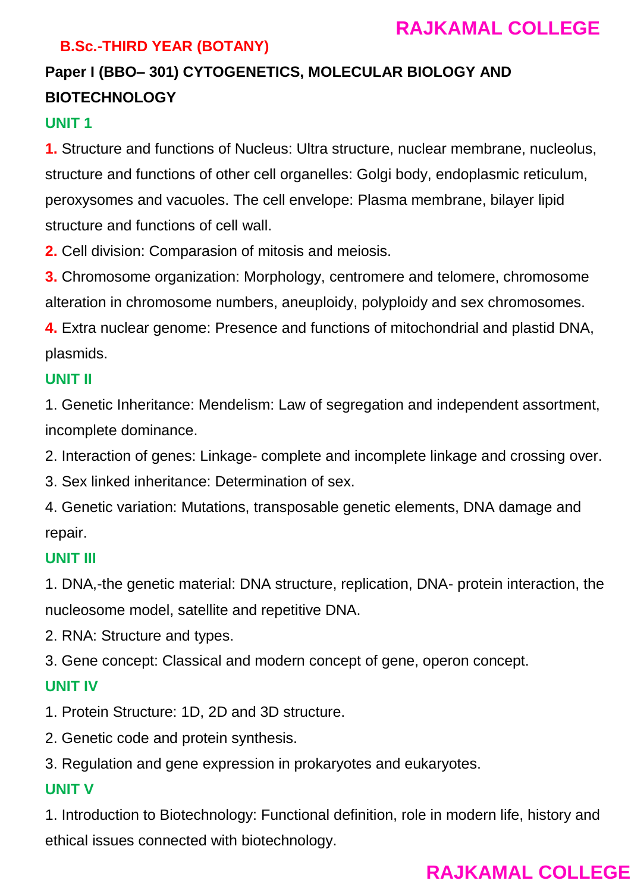**B.Sc.-THIRD YEAR (BOTANY)**

## Paper I (BBO– 301) CYTOGENETICS, MOLECULAR BIOLOGY AND BIOTECHNOLOGY

### UNIT 1

**1.** Structure and functions of Nucleus: Ultra structure, nuclear membrane, nucleolus, structure and functions of other cell organelles: Golgi body, endoplasmic reticulum, peroxysomes and vacuoles. The cell envelope: Plasma membrane, bilayer lipid structure and functions of cell wall.

**2.** Cell division: Comparasion of mitosis and meiosis.

**3.** Chromosome organization: Morphology, centromere and telomere, chromosome alteration in chromosome numbers, aneuploidy, polyploidy and sex chromosomes.

**4.** Extra nuclear genome: Presence and functions of mitochondrial and plastid DNA, plasmids.

### UNIT II

1. Genetic Inheritance: Mendelism: Law of segregation and independent assortment, incomplete dominance.
2. Interaction of genes: Linkage- complete and incomplete linkage and crossing over.
3. Sex linked inheritance: Determination of sex.
4. Genetic variation: Mutations, transposable genetic elements, DNA damage and repair.

### UNIT III

1. DNA,-the genetic material: DNA structure, replication, DNA- protein interaction, the nucleosome model, satellite and repetitive DNA.
2. RNA: Structure and types.
3. Gene concept: Classical and modern concept of gene, operon concept.

### UNIT IV

1. Protein Structure: 1D, 2D and 3D structure.
2. Genetic code and protein synthesis.
3. Regulation and gene expression in prokaryotes and eukaryotes.

### UNIT V

1. Introduction to Biotechnology: Functional definition, role in modern life, history and ethical issues connected with biotechnology.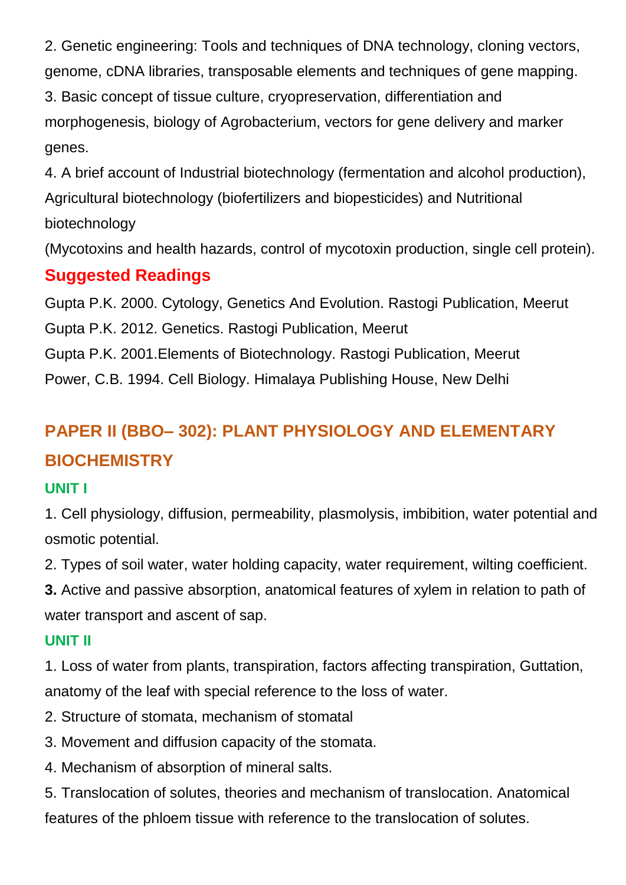2. Genetic engineering: Tools and techniques of DNA technology, cloning vectors, genome, cDNA libraries, transposable elements and techniques of gene mapping.

3. Basic concept of tissue culture, cryopreservation, differentiation and morphogenesis, biology of Agrobacterium, vectors for gene delivery and marker genes.

4. A brief account of Industrial biotechnology (fermentation and alcohol production), Agricultural biotechnology (biofertilizers and biopesticides) and Nutritional biotechnology

(Mycotoxins and health hazards, control of mycotoxin production, single cell protein).

## Suggested Readings

Gupta P.K. 2000. Cytology, Genetics And Evolution. Rastogi Publication, Meerut

Gupta P.K. 2012. Genetics. Rastogi Publication, Meerut

Gupta P.K. 2001.Elements of Biotechnology. Rastogi Publication, Meerut

Power, C.B. 1994. Cell Biology. Himalaya Publishing House, New Delhi

## PAPER II (BBO– 302): PLANT PHYSIOLOGY AND ELEMENTARY BIOCHEMISTRY

### UNIT I

1. Cell physiology, diffusion, permeability, plasmolysis, imbibition, water potential and osmotic potential.

2. Types of soil water, water holding capacity, water requirement, wilting coefficient.

**3.** Active and passive absorption, anatomical features of xylem in relation to path of water transport and ascent of sap.

### UNIT II

1. Loss of water from plants, transpiration, factors affecting transpiration, Guttation, anatomy of the leaf with special reference to the loss of water.

2. Structure of stomata, mechanism of stomatal

3. Movement and diffusion capacity of the stomata.

4. Mechanism of absorption of mineral salts.

5. Translocation of solutes, theories and mechanism of translocation. Anatomical features of the phloem tissue with reference to the translocation of solutes.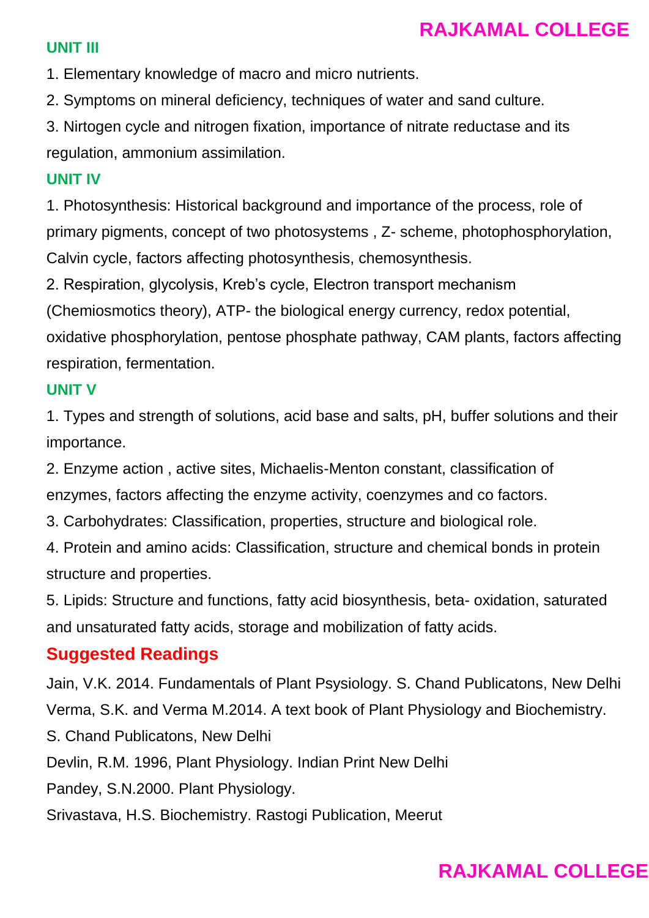## UNIT III

1. Elementary knowledge of macro and micro nutrients.
2. Symptoms on mineral deficiency, techniques of water and sand culture.
3. Nirtogen cycle and nitrogen fixation, importance of nitrate reductase and its regulation, ammonium assimilation.

## UNIT IV

1. Photosynthesis: Historical background and importance of the process, role of primary pigments, concept of two photosystems , Z- scheme, photophosphorylation, Calvin cycle, factors affecting photosynthesis, chemosynthesis.
2. Respiration, glycolysis, Kreb's cycle, Electron transport mechanism (Chemiosmotics theory), ATP- the biological energy currency, redox potential, oxidative phosphorylation, pentose phosphate pathway, CAM plants, factors affecting respiration, fermentation.

## UNIT V

1. Types and strength of solutions, acid base and salts, pH, buffer solutions and their importance.
2. Enzyme action , active sites, Michaelis-Menton constant, classification of enzymes, factors affecting the enzyme activity, coenzymes and co factors.
3. Carbohydrates: Classification, properties, structure and biological role.
4. Protein and amino acids: Classification, structure and chemical bonds in protein structure and properties.
5. Lipids: Structure and functions, fatty acid biosynthesis, beta- oxidation, saturated and unsaturated fatty acids, storage and mobilization of fatty acids.

## Suggested Readings

Jain, V.K. 2014. Fundamentals of Plant Psysiology. S. Chand Publicatons, New Delhi

Verma, S.K. and Verma M.2014. A text book of Plant Physiology and Biochemistry. S. Chand Publicatons, New Delhi

Devlin, R.M. 1996, Plant Physiology. Indian Print New Delhi

Pandey, S.N.2000. Plant Physiology.

Srivastava, H.S. Biochemistry. Rastogi Publication, Meerut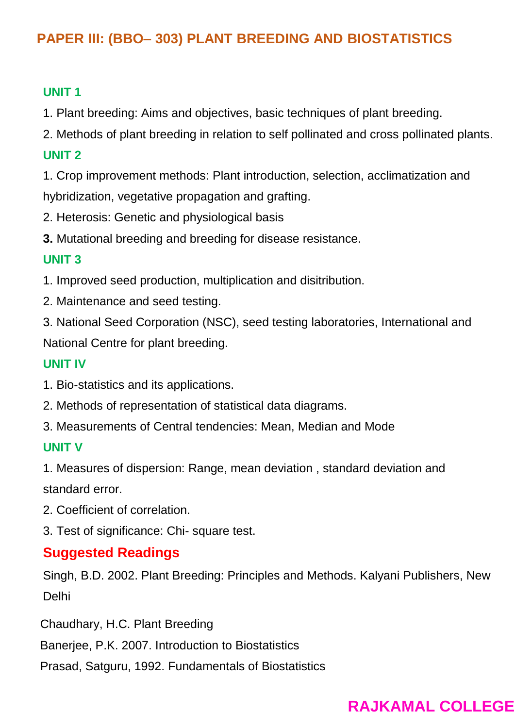## PAPER III: (BBO– 303) PLANT BREEDING AND BIOSTATISTICS

### UNIT 1

1. Plant breeding: Aims and objectives, basic techniques of plant breeding.
2. Methods of plant breeding in relation to self pollinated and cross pollinated plants.

### UNIT 2

1. Crop improvement methods: Plant introduction, selection, acclimatization and hybridization, vegetative propagation and grafting.
2. Heterosis: Genetic and physiological basis
3. Mutational breeding and breeding for disease resistance.

### UNIT 3

1. Improved seed production, multiplication and disitribution.
2. Maintenance and seed testing.
3. National Seed Corporation (NSC), seed testing laboratories, International and National Centre for plant breeding.

### UNIT IV

1. Bio-statistics and its applications.
2. Methods of representation of statistical data diagrams.
3. Measurements of Central tendencies: Mean, Median and Mode

### UNIT V

1. Measures of dispersion: Range, mean deviation , standard deviation and standard error.
2. Coefficient of correlation.
3. Test of significance: Chi- square test.

## Suggested Readings

Singh, B.D. 2002. Plant Breeding: Principles and Methods. Kalyani Publishers, New Delhi

Chaudhary, H.C. Plant Breeding

Banerjee, P.K. 2007. Introduction to Biostatistics

Prasad, Satguru, 1992. Fundamentals of Biostatistics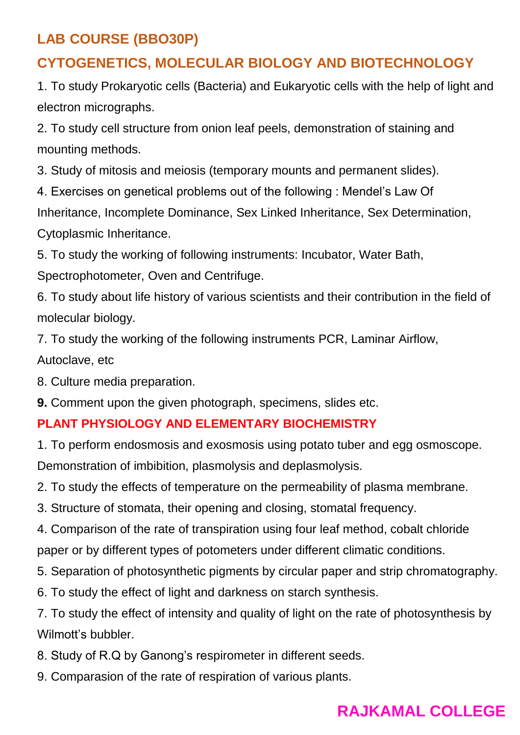## LAB COURSE (BBO30P)

## CYTOGENETICS, MOLECULAR BIOLOGY AND BIOTECHNOLOGY

1. To study Prokaryotic cells (Bacteria) and Eukaryotic cells with the help of light and electron micrographs.
2. To study cell structure from onion leaf peels, demonstration of staining and mounting methods.
3. Study of mitosis and meiosis (temporary mounts and permanent slides).
4. Exercises on genetical problems out of the following : Mendel's Law Of Inheritance, Incomplete Dominance, Sex Linked Inheritance, Sex Determination, Cytoplasmic Inheritance.
5. To study the working of following instruments: Incubator, Water Bath, Spectrophotometer, Oven and Centrifuge.
6. To study about life history of various scientists and their contribution in the field of molecular biology.
7. To study the working of the following instruments PCR, Laminar Airflow, Autoclave, etc
8. Culture media preparation.
9. Comment upon the given photograph, specimens, slides etc.

### PLANT PHYSIOLOGY AND ELEMENTARY BIOCHEMISTRY

1. To perform endosmosis and exosmosis using potato tuber and egg osmoscope. Demonstration of imbibition, plasmolysis and deplasmolysis.
2. To study the effects of temperature on the permeability of plasma membrane.
3. Structure of stomata, their opening and closing, stomatal frequency.
4. Comparison of the rate of transpiration using four leaf method, cobalt chloride paper or by different types of potometers under different climatic conditions.
5. Separation of photosynthetic pigments by circular paper and strip chromatography.
6. To study the effect of light and darkness on starch synthesis.
7. To study the effect of intensity and quality of light on the rate of photosynthesis by Wilmott's bubbler.
8. Study of R.Q by Ganong's respirometer in different seeds.
9. Comparasion of the rate of respiration of various plants.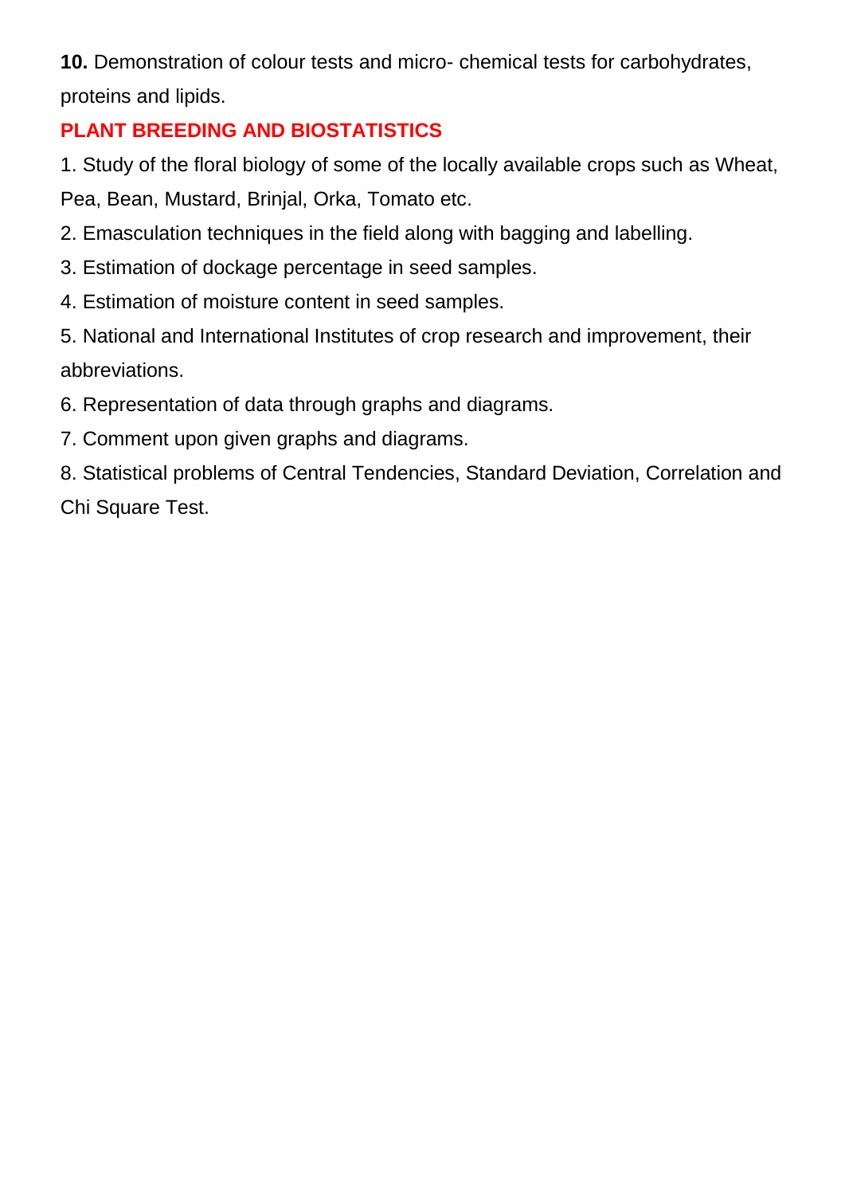**10.** Demonstration of colour tests and micro- chemical tests for carbohydrates, proteins and lipids.

## PLANT BREEDING AND BIOSTATISTICS

1. Study of the floral biology of some of the locally available crops such as Wheat, Pea, Bean, Mustard, Brinjal, Orka, Tomato etc.
2. Emasculation techniques in the field along with bagging and labelling.
3. Estimation of dockage percentage in seed samples.
4. Estimation of moisture content in seed samples.
5. National and International Institutes of crop research and improvement, their abbreviations.
6. Representation of data through graphs and diagrams.
7. Comment upon given graphs and diagrams.
8. Statistical problems of Central Tendencies, Standard Deviation, Correlation and Chi Square Test.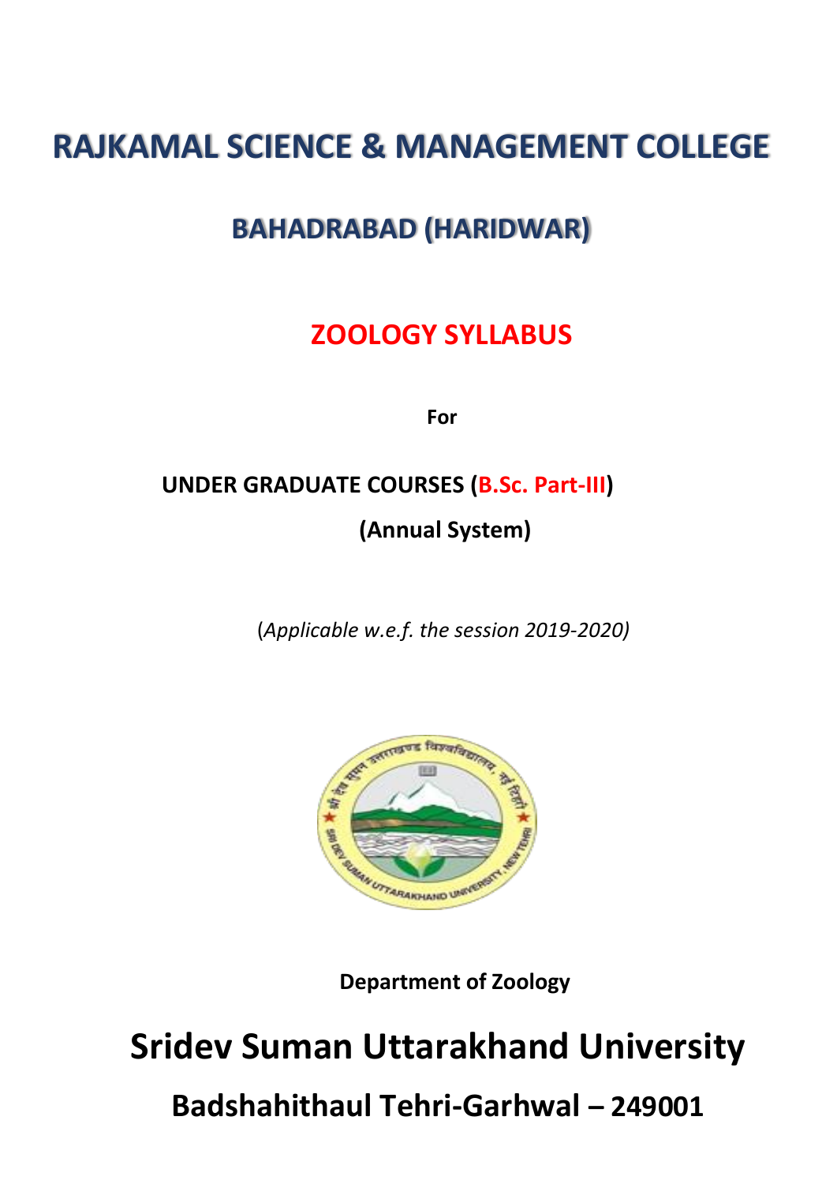# RAJKAMAL SCIENCE & MANAGEMENT COLLEGE

## BAHADRABAD (HARIDWAR)

## ZOOLOGY SYLLABUS

**For**

**UNDER GRADUATE COURSES (B.Sc. Part-III)**

**(Annual System)**

(*Applicable w.e.f. the session 2019-2020)*

**Department of Zoology**

# Sridev Suman Uttarakhand University

## Badshahithaul Tehri-Garhwal – 249001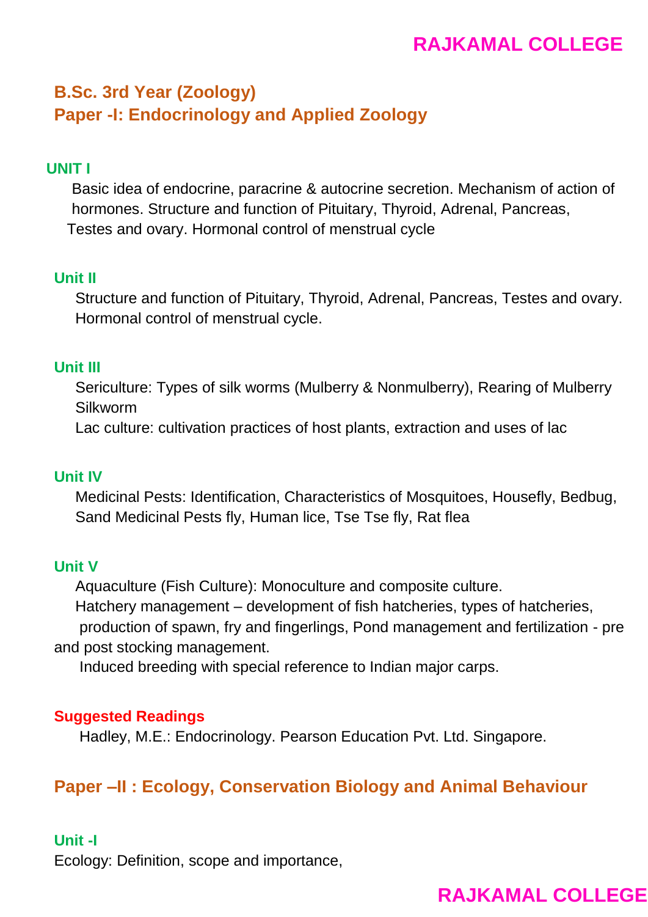## B.Sc. 3rd Year (Zoology)

## Paper -I: Endocrinology and Applied Zoology

### UNIT I

Basic idea of endocrine, paracrine & autocrine secretion. Mechanism of action of hormones. Structure and function of Pituitary, Thyroid, Adrenal, Pancreas, Testes and ovary. Hormonal control of menstrual cycle

### Unit II

Structure and function of Pituitary, Thyroid, Adrenal, Pancreas, Testes and ovary. Hormonal control of menstrual cycle.

### Unit III

Sericulture: Types of silk worms (Mulberry & Nonmulberry), Rearing of Mulberry Silkworm

Lac culture: cultivation practices of host plants, extraction and uses of lac

### Unit IV

Medicinal Pests: Identification, Characteristics of Mosquitoes, Housefly, Bedbug, Sand Medicinal Pests fly, Human lice, Tse Tse fly, Rat flea

### Unit V

Aquaculture (Fish Culture): Monoculture and composite culture.

Hatchery management – development of fish hatcheries, types of hatcheries, production of spawn, fry and fingerlings, Pond management and fertilization - pre and post stocking management.

Induced breeding with special reference to Indian major carps.

### Suggested Readings

Hadley, M.E.: Endocrinology. Pearson Education Pvt. Ltd. Singapore.

## Paper –II : Ecology, Conservation Biology and Animal Behaviour

### Unit -I

Ecology: Definition, scope and importance,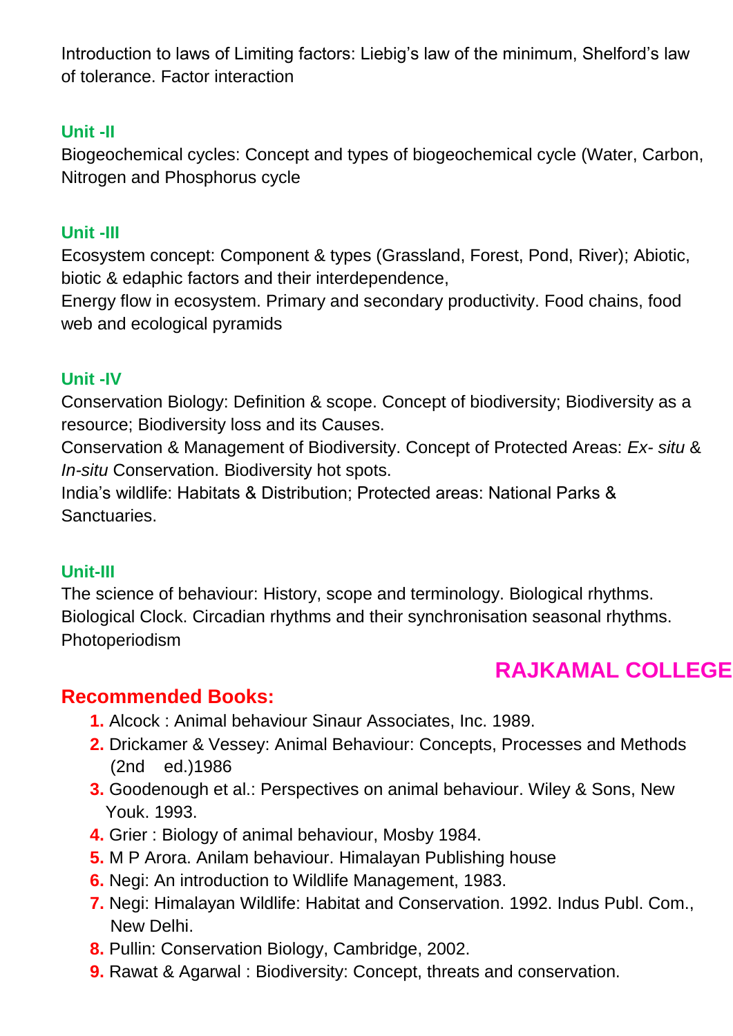Introduction to laws of Limiting factors: Liebig's law of the minimum, Shelford's law of tolerance. Factor interaction

### Unit -II

Biogeochemical cycles: Concept and types of biogeochemical cycle (Water, Carbon, Nitrogen and Phosphorus cycle

### Unit -III

Ecosystem concept: Component & types (Grassland, Forest, Pond, River); Abiotic, biotic & edaphic factors and their interdependence,

Energy flow in ecosystem. Primary and secondary productivity. Food chains, food web and ecological pyramids

### Unit -IV

Conservation Biology: Definition & scope. Concept of biodiversity; Biodiversity as a resource; Biodiversity loss and its Causes.

Conservation & Management of Biodiversity. Concept of Protected Areas: *Ex- situ* & *In-situ* Conservation. Biodiversity hot spots.

India's wildlife: Habitats & Distribution; Protected areas: National Parks & Sanctuaries.

### Unit-III

The science of behaviour: History, scope and terminology. Biological rhythms. Biological Clock. Circadian rhythms and their synchronisation seasonal rhythms. Photoperiodism

**RAJKAMAL COLLEGE**

## Recommended Books:

1. Alcock : Animal behaviour Sinaur Associates, Inc. 1989.
2. Drickamer & Vessey: Animal Behaviour: Concepts, Processes and Methods (2nd ed.)1986
3. Goodenough et al.: Perspectives on animal behaviour. Wiley & Sons, New Youk. 1993.
4. Grier : Biology of animal behaviour, Mosby 1984.
5. M P Arora. Anilam behaviour. Himalayan Publishing house
6. Negi: An introduction to Wildlife Management, 1983.
7. Negi: Himalayan Wildlife: Habitat and Conservation. 1992. Indus Publ. Com., New Delhi.
8. Pullin: Conservation Biology, Cambridge, 2002.
9. Rawat & Agarwal : Biodiversity: Concept, threats and conservation.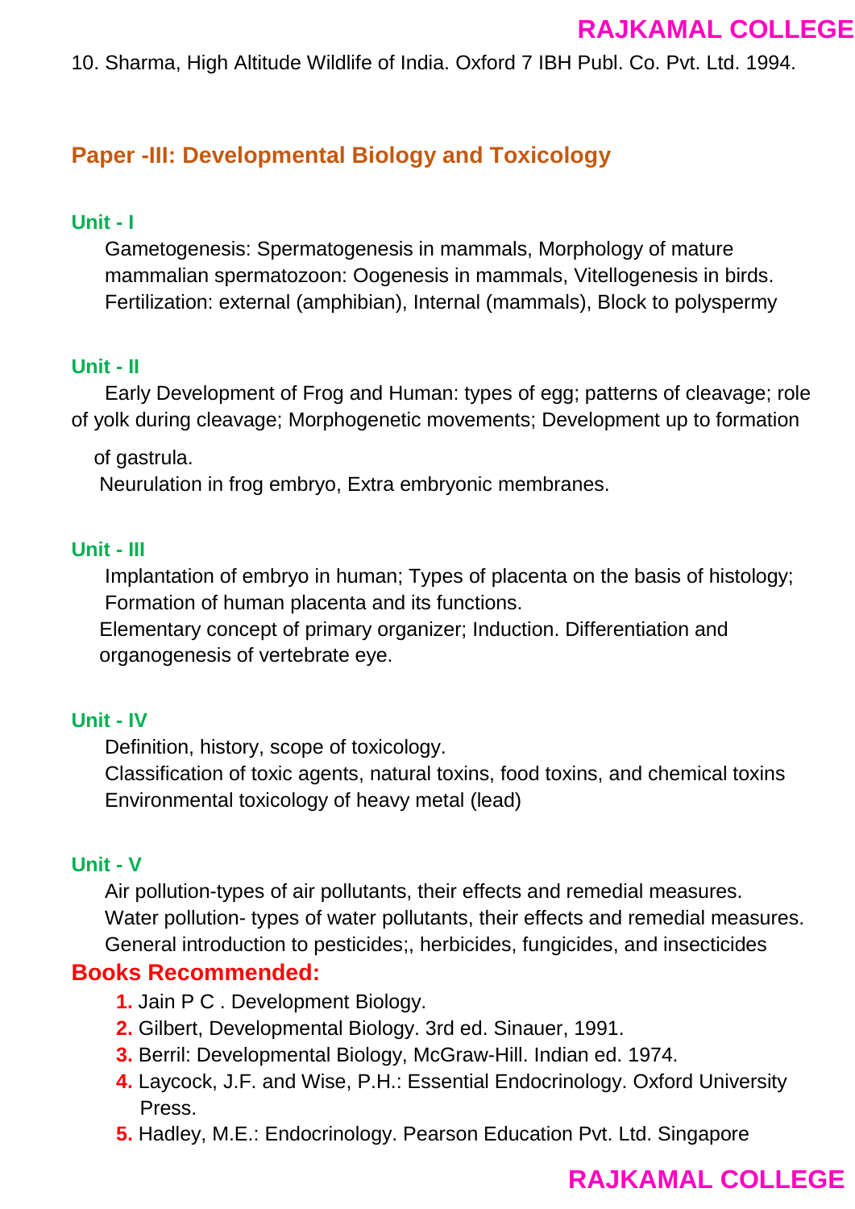10. Sharma, High Altitude Wildlife of India. Oxford 7 IBH Publ. Co. Pvt. Ltd. 1994.

## Paper -III: Developmental Biology and Toxicology

### Unit - I

Gametogenesis: Spermatogenesis in mammals, Morphology of mature mammalian spermatozoon: Oogenesis in mammals, Vitellogenesis in birds.
Fertilization: external (amphibian), Internal (mammals), Block to polyspermy

### Unit - II

Early Development of Frog and Human: types of egg; patterns of cleavage; role of yolk during cleavage; Morphogenetic movements; Development up to formation of gastrula.
Neurulation in frog embryo, Extra embryonic membranes.

### Unit - III

Implantation of embryo in human; Types of placenta on the basis of histology; Formation of human placenta and its functions.
Elementary concept of primary organizer; Induction. Differentiation and organogenesis of vertebrate eye.

### Unit - IV

Definition, history, scope of toxicology.
Classification of toxic agents, natural toxins, food toxins, and chemical toxins
Environmental toxicology of heavy metal (lead)

### Unit - V

Air pollution-types of air pollutants, their effects and remedial measures.
Water pollution- types of water pollutants, their effects and remedial measures.
General introduction to pesticides;, herbicides, fungicides, and insecticides

## Books Recommended:

1. Jain P C . Development Biology.
2. Gilbert, Developmental Biology. 3rd ed. Sinauer, 1991.
3. Berril: Developmental Biology, McGraw-Hill. Indian ed. 1974.
4. Laycock, J.F. and Wise, P.H.: Essential Endocrinology. Oxford University Press.
5. Hadley, M.E.: Endocrinology. Pearson Education Pvt. Ltd. Singapore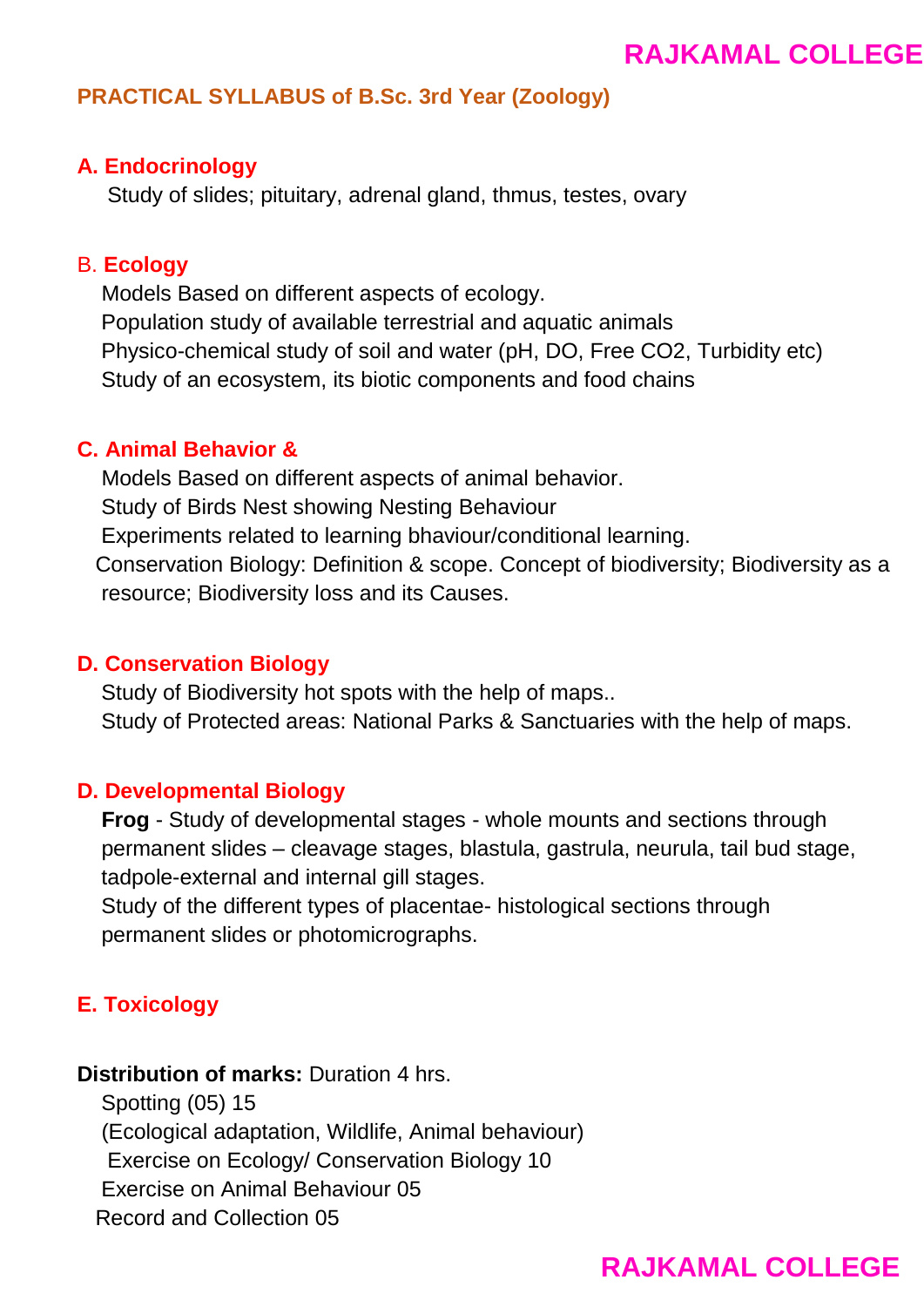## PRACTICAL SYLLABUS of B.Sc. 3rd Year (Zoology)

### A. Endocrinology

Study of slides; pituitary, adrenal gland, thmus, testes, ovary

### B. Ecology

Models Based on different aspects of ecology.
Population study of available terrestrial and aquatic animals
Physico-chemical study of soil and water (pH, DO, Free $CO_2$, Turbidity etc)
Study of an ecosystem, its biotic components and food chains

### C. Animal Behavior &

Models Based on different aspects of animal behavior.
Study of Birds Nest showing Nesting Behaviour
Experiments related to learning bhaviour/conditional learning.
Conservation Biology: Definition & scope. Concept of biodiversity; Biodiversity as a resource; Biodiversity loss and its Causes.

### D. Conservation Biology

Study of Biodiversity hot spots with the help of maps..
Study of Protected areas: National Parks & Sanctuaries with the help of maps.

### D. Developmental Biology

**Frog** - Study of developmental stages - whole mounts and sections through permanent slides – cleavage stages, blastula, gastrula, neurula, tail bud stage, tadpole-external and internal gill stages.
Study of the different types of placentae- histological sections through permanent slides or photomicrographs.

### E. Toxicology

**Distribution of marks:** Duration 4 hrs.

Spotting (05) 15
(Ecological adaptation, Wildlife, Animal behaviour)
Exercise on Ecology/ Conservation Biology 10
Exercise on Animal Behaviour 05
Record and Collection 05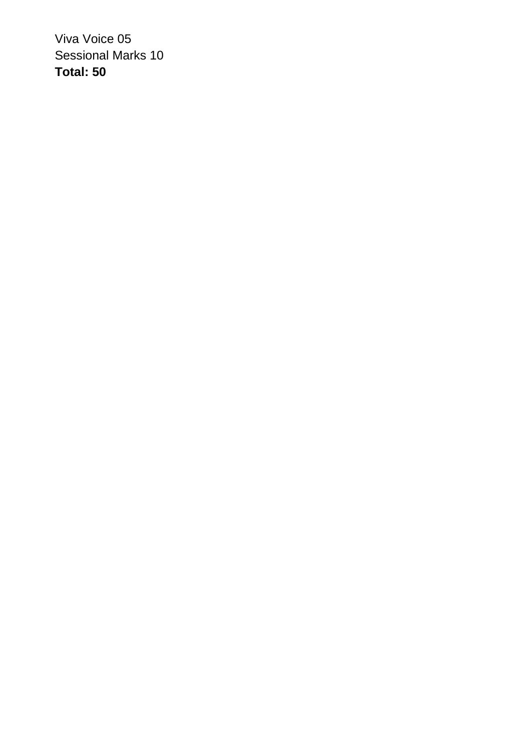Viva Voice 05
Sessional Marks 10
**Total: 50**